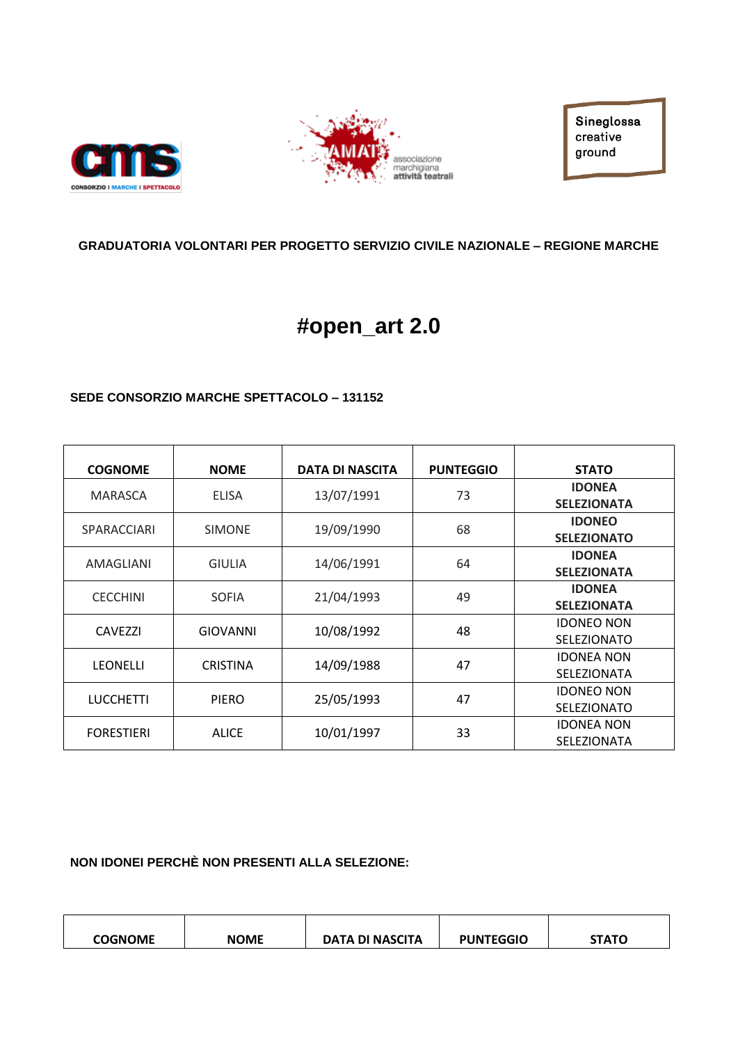**GRADUATORIA VOLONTARI PER PROGETTO SERVIZIO CIVILE NAZIONALE – REGIONE MARCHE**

# #open_art 2.0

**SEDE CONSORZIO MARCHE SPETTACOLO – 131152**

| COGNOME | NOME | DATA DI NASCITA | PUNTEGGIO | STATO |
|---|---|---|---|---|
| MARASCA | ELISA | 13/07/1991 | 73 | **IDONEA SELEZIONATA** |
| SPARACCIARI | SIMONE | 19/09/1990 | 68 | **IDONEO SELEZIONATO** |
| AMAGLIANI | GIULIA | 14/06/1991 | 64 | **IDONEA SELEZIONATA** |
| CECCHINI | SOFIA | 21/04/1993 | 49 | **IDONEA SELEZIONATA** |
| CAVEZZI | GIOVANNI | 10/08/1992 | 48 | IDONEO NON SELEZIONATO |
| LEONELLI | CRISTINA | 14/09/1988 | 47 | IDONEA NON SELEZIONATA |
| LUCCHETTI | PIERO | 25/05/1993 | 47 | IDONEO NON SELEZIONATO |
| FORESTIERI | ALICE | 10/01/1997 | 33 | IDONEA NON SELEZIONATA |

**NON IDONEI PERCHÈ NON PRESENTI ALLA SELEZIONE:**

| COGNOME | NOME | DATA DI NASCITA | PUNTEGGIO | STATO |
|---|---|---|---|---|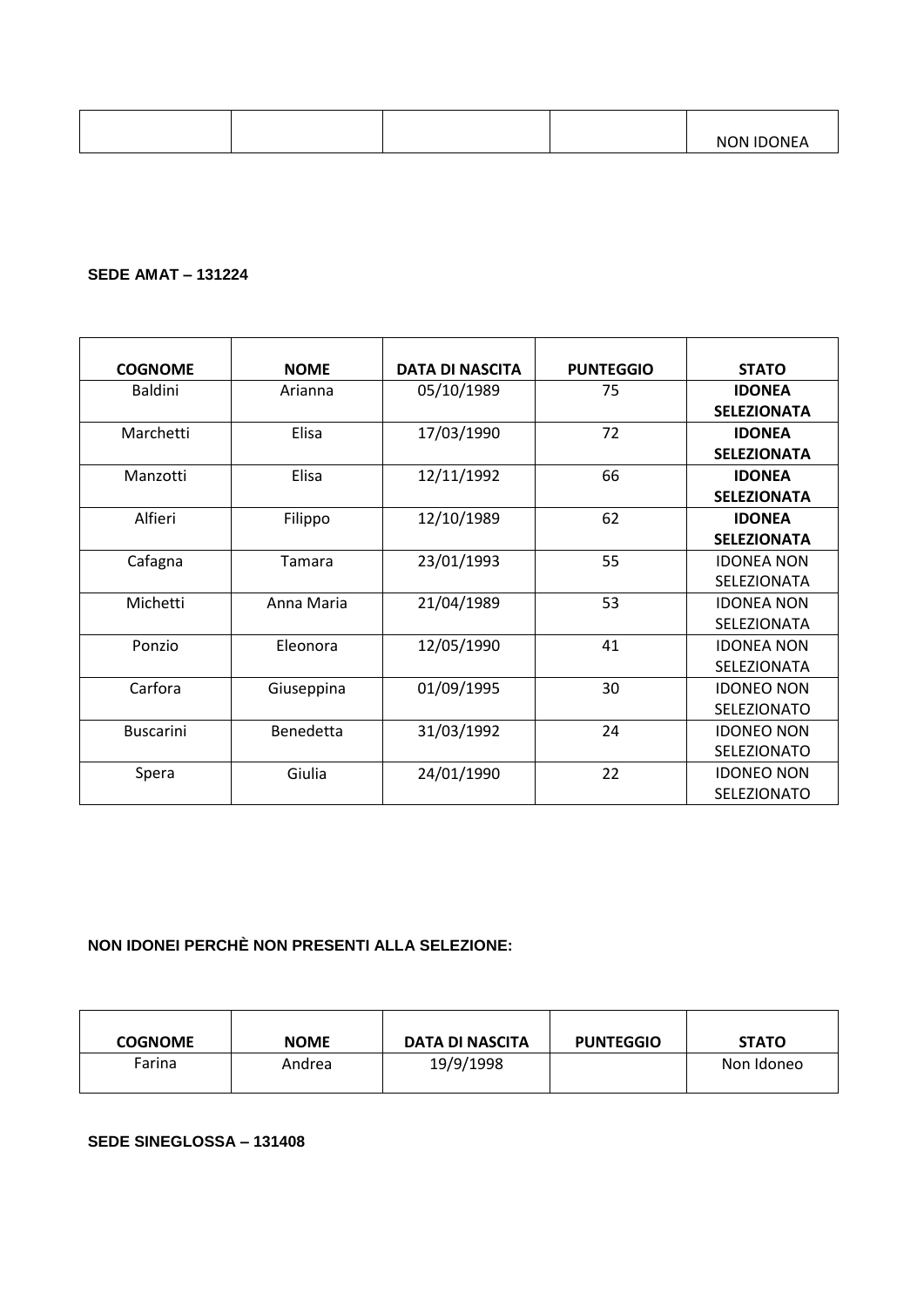| | | | | NON IDONEA |
|---|---|---|---|---|

**SEDE AMAT – 131224**

| COGNOME | NOME | DATA DI NASCITA | PUNTEGGIO | STATO |
|---|---|---|---|---|
| Baldini | Arianna | 05/10/1989 | 75 | **IDONEA SELEZIONATA** |
| Marchetti | Elisa | 17/03/1990 | 72 | **IDONEA SELEZIONATA** |
| Manzotti | Elisa | 12/11/1992 | 66 | **IDONEA SELEZIONATA** |
| Alfieri | Filippo | 12/10/1989 | 62 | **IDONEA SELEZIONATA** |
| Cafagna | Tamara | 23/01/1993 | 55 | IDONEA NON SELEZIONATA |
| Michetti | Anna Maria | 21/04/1989 | 53 | IDONEA NON SELEZIONATA |
| Ponzio | Eleonora | 12/05/1990 | 41 | IDONEA NON SELEZIONATA |
| Carfora | Giuseppina | 01/09/1995 | 30 | IDONEO NON SELEZIONATO |
| Buscarini | Benedetta | 31/03/1992 | 24 | IDONEO NON SELEZIONATO |
| Spera | Giulia | 24/01/1990 | 22 | IDONEO NON SELEZIONATO |

**NON IDONEI PERCHÈ NON PRESENTI ALLA SELEZIONE:**

| COGNOME | NOME | DATA DI NASCITA | PUNTEGGIO | STATO |
|---|---|---|---|---|
| Farina | Andrea | 19/9/1998 | | Non Idoneo |

**SEDE SINEGLOSSA – 131408**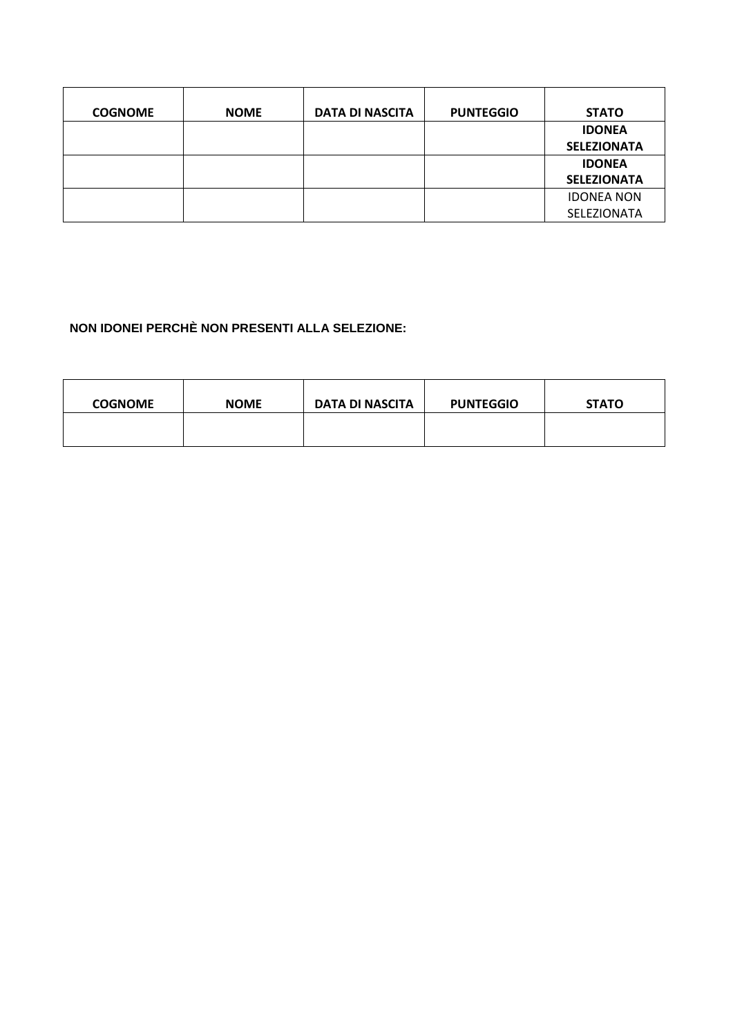| COGNOME | NOME | DATA DI NASCITA | PUNTEGGIO | STATO |
|---|---|---|---|---|
| | | | | **IDONEA SELEZIONATA** |
| | | | | **IDONEA SELEZIONATA** |
| | | | | IDONEA NON SELEZIONATA |

**NON IDONEI PERCHÈ NON PRESENTI ALLA SELEZIONE:**

| COGNOME | NOME | DATA DI NASCITA | PUNTEGGIO | STATO |
|---|---|---|---|---|
| | | | | |